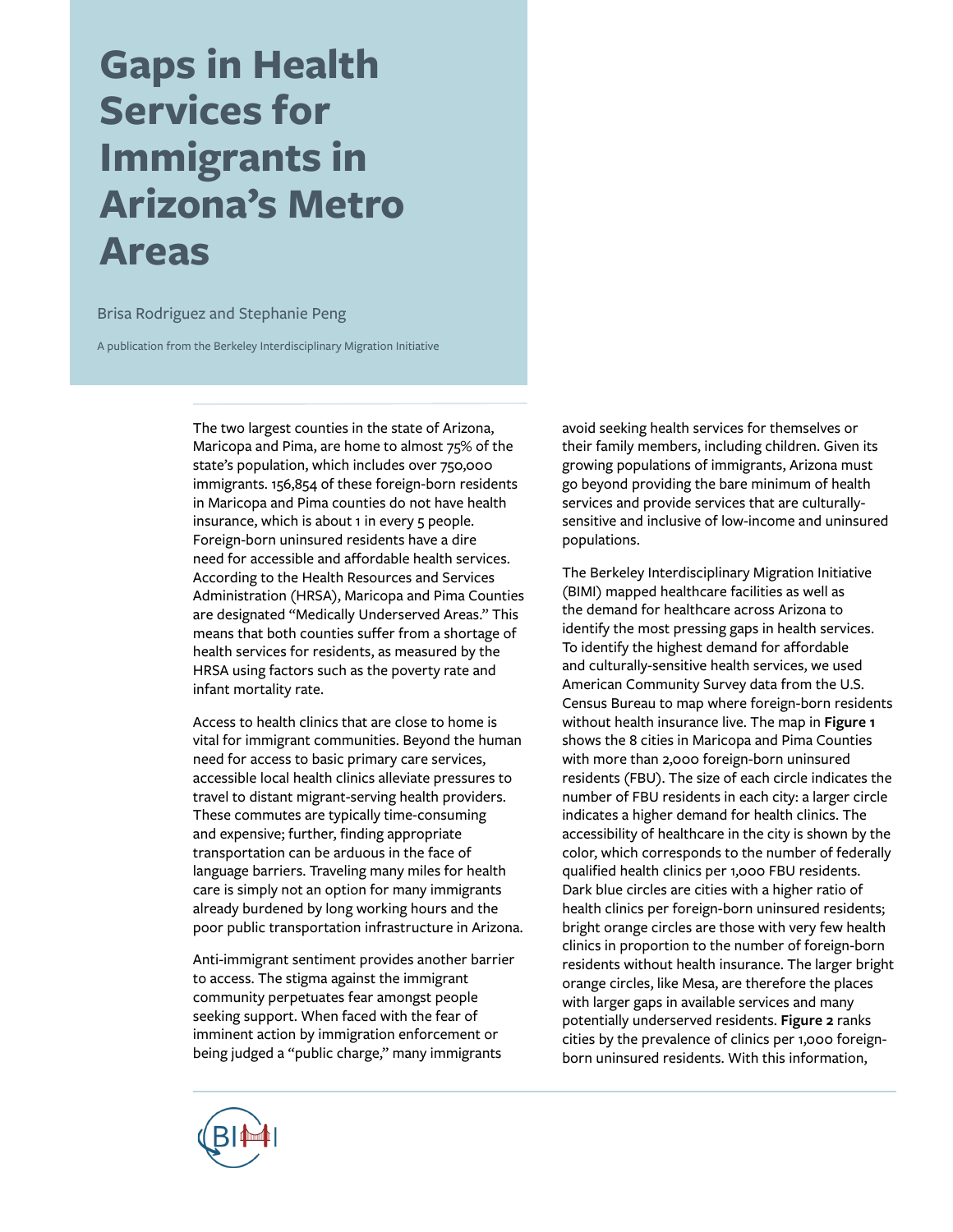# Gaps in Health Services for Immigrants in Arizona's Metro Areas

Brisa Rodriguez and Stephanie Peng

A publication from the Berkeley Interdisciplinary Migration Initiative

The two largest counties in the state of Arizona, Maricopa and Pima, are home to almost 75% of the state's population, which includes over 750,000 immigrants. 156,854 of these foreign-born residents in Maricopa and Pima counties do not have health insurance, which is about 1 in every 5 people. Foreign-born uninsured residents have a dire need for accessible and affordable health services. According to the Health Resources and Services Administration (HRSA), Maricopa and Pima Counties are designated "Medically Underserved Areas." This means that both counties suffer from a shortage of health services for residents, as measured by the HRSA using factors such as the poverty rate and infant mortality rate.

Access to health clinics that are close to home is vital for immigrant communities. Beyond the human need for access to basic primary care services, accessible local health clinics alleviate pressures to travel to distant migrant-serving health providers. These commutes are typically time-consuming and expensive; further, finding appropriate transportation can be arduous in the face of language barriers. Traveling many miles for health care is simply not an option for many immigrants already burdened by long working hours and the poor public transportation infrastructure in Arizona.

Anti-immigrant sentiment provides another barrier to access. The stigma against the immigrant community perpetuates fear amongst people seeking support. When faced with the fear of imminent action by immigration enforcement or being judged a "public charge," many immigrants avoid seeking health services for themselves or their family members, including children. Given its growing populations of immigrants, Arizona must go beyond providing the bare minimum of health services and provide services that are culturally-sensitive and inclusive of low-income and uninsured populations.

The Berkeley Interdisciplinary Migration Initiative (BIMI) mapped healthcare facilities as well as the demand for healthcare across Arizona to identify the most pressing gaps in health services. To identify the highest demand for affordable and culturally-sensitive health services, we used American Community Survey data from the U.S. Census Bureau to map where foreign-born residents without health insurance live. The map in **Figure 1** shows the 8 cities in Maricopa and Pima Counties with more than 2,000 foreign-born uninsured residents (FBU). The size of each circle indicates the number of FBU residents in each city: a larger circle indicates a higher demand for health clinics. The accessibility of healthcare in the city is shown by the color, which corresponds to the number of federally qualified health clinics per 1,000 FBU residents. Dark blue circles are cities with a higher ratio of health clinics per foreign-born uninsured residents; bright orange circles are those with very few health clinics in proportion to the number of foreign-born residents without health insurance. The larger bright orange circles, like Mesa, are therefore the places with larger gaps in available services and many potentially underserved residents. **Figure 2** ranks cities by the prevalence of clinics per 1,000 foreign-born uninsured residents. With this information,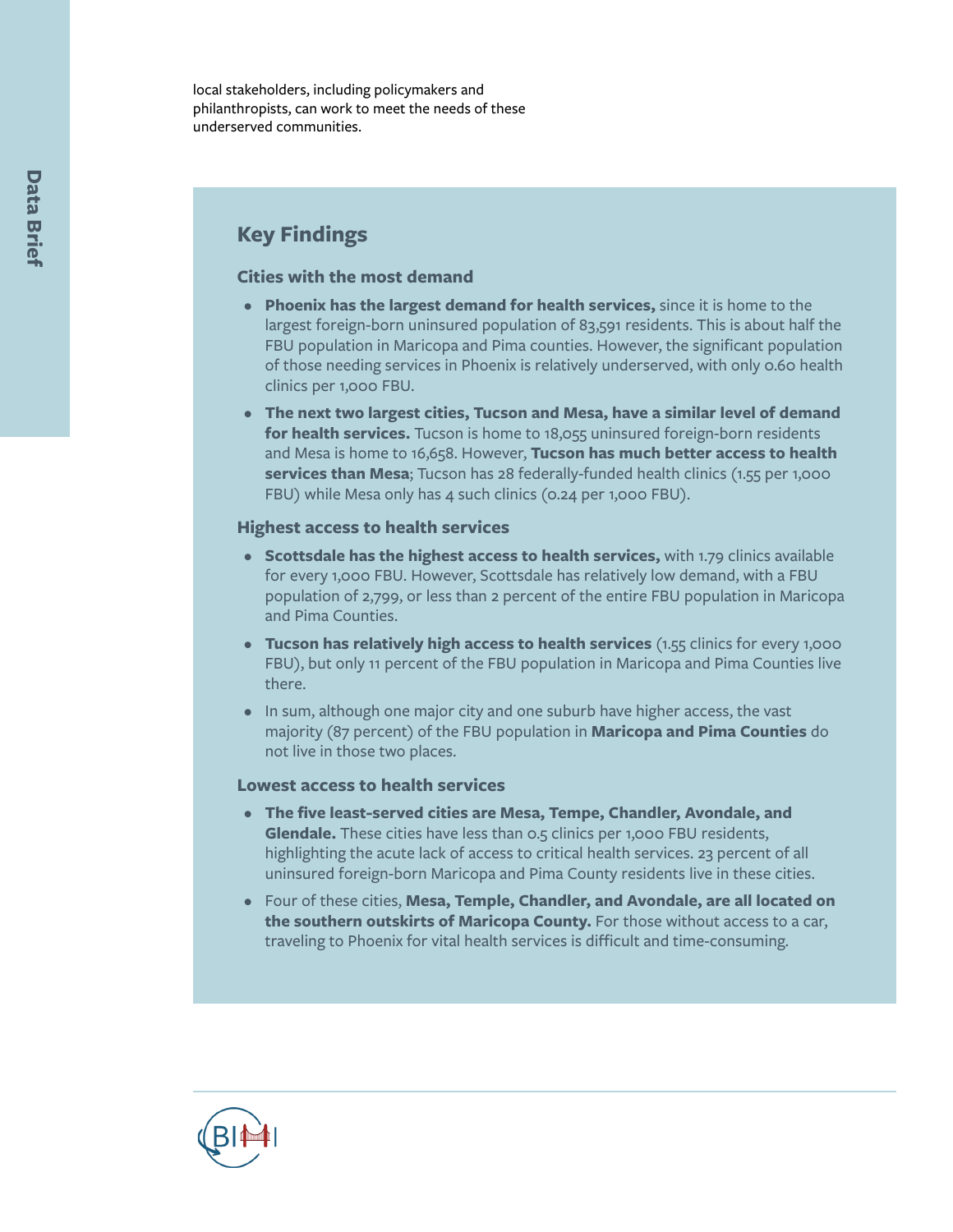local stakeholders, including policymakers and philanthropists, can work to meet the needs of these underserved communities.

## Key Findings

### Cities with the most demand

- **Phoenix has the largest demand for health services,** since it is home to the largest foreign-born uninsured population of 83,591 residents. This is about half the FBU population in Maricopa and Pima counties. However, the significant population of those needing services in Phoenix is relatively underserved, with only 0.60 health clinics per 1,000 FBU.
- **The next two largest cities, Tucson and Mesa, have a similar level of demand for health services.** Tucson is home to 18,055 uninsured foreign-born residents and Mesa is home to 16,658. However, **Tucson has much better access to health services than Mesa**; Tucson has 28 federally-funded health clinics (1.55 per 1,000 FBU) while Mesa only has 4 such clinics (0.24 per 1,000 FBU).

### Highest access to health services

- **Scottsdale has the highest access to health services,** with 1.79 clinics available for every 1,000 FBU. However, Scottsdale has relatively low demand, with a FBU population of 2,799, or less than 2 percent of the entire FBU population in Maricopa and Pima Counties.
- **Tucson has relatively high access to health services** (1.55 clinics for every 1,000 FBU), but only 11 percent of the FBU population in Maricopa and Pima Counties live there.
- In sum, although one major city and one suburb have higher access, the vast majority (87 percent) of the FBU population in **Maricopa and Pima Counties** do not live in those two places.

### Lowest access to health services

- **The five least-served cities are Mesa, Tempe, Chandler, Avondale, and Glendale.** These cities have less than 0.5 clinics per 1,000 FBU residents, highlighting the acute lack of access to critical health services. 23 percent of all uninsured foreign-born Maricopa and Pima County residents live in these cities.
- Four of these cities, **Mesa, Temple, Chandler, and Avondale, are all located on the southern outskirts of Maricopa County.** For those without access to a car, traveling to Phoenix for vital health services is difficult and time-consuming.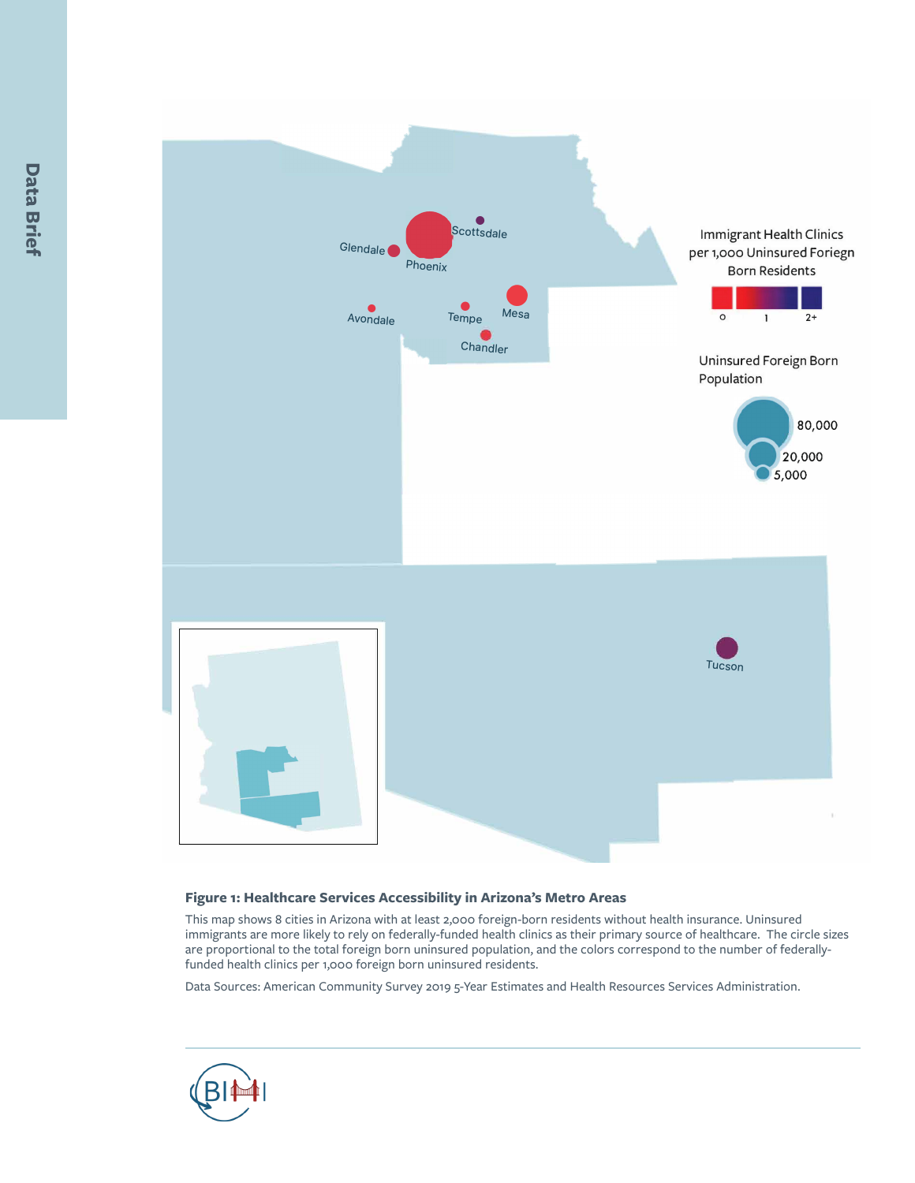**Figure 1: Healthcare Services Accessibility in Arizona's Metro Areas**

This map shows 8 cities in Arizona with at least 2,000 foreign-born residents without health insurance. Uninsured immigrants are more likely to rely on federally-funded health clinics as their primary source of healthcare. The circle sizes are proportional to the total foreign born uninsured population, and the colors correspond to the number of federally-funded health clinics per 1,000 foreign born uninsured residents.

Data Sources: American Community Survey 2019 5-Year Estimates and Health Resources Services Administration.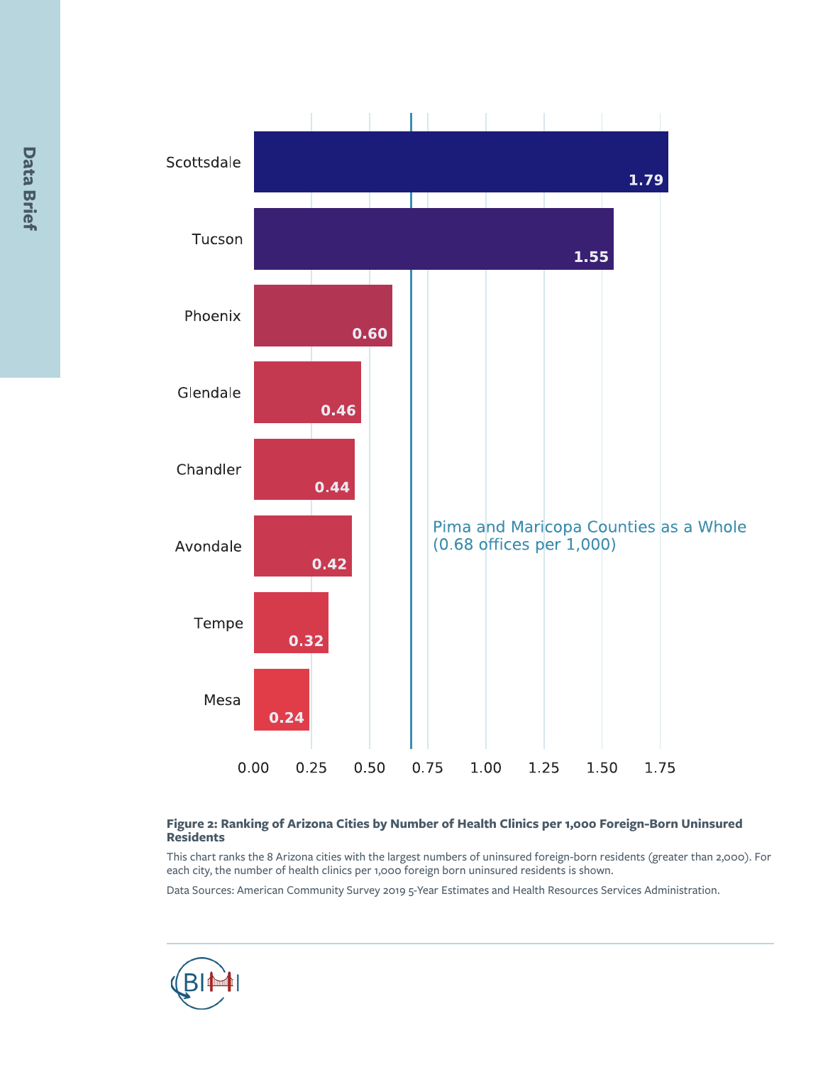| City | Health Clinics per 1,000 Foreign-Born Uninsured Residents |
|---|---|
| Scottsdale | 1.79 |
| Tucson | 1.55 |
| Phoenix | 0.60 |
| Glendale | 0.46 |
| Chandler | 0.44 |
| Avondale | 0.42 |
| Tempe | 0.32 |
| Mesa | 0.24 |

Pima and Maricopa Counties as a Whole (0.68 offices per 1,000)

**Figure 2: Ranking of Arizona Cities by Number of Health Clinics per 1,000 Foreign-Born Uninsured Residents**

This chart ranks the 8 Arizona cities with the largest numbers of uninsured foreign-born residents (greater than 2,000). For each city, the number of health clinics per 1,000 foreign born uninsured residents is shown.

Data Sources: American Community Survey 2019 5-Year Estimates and Health Resources Services Administration.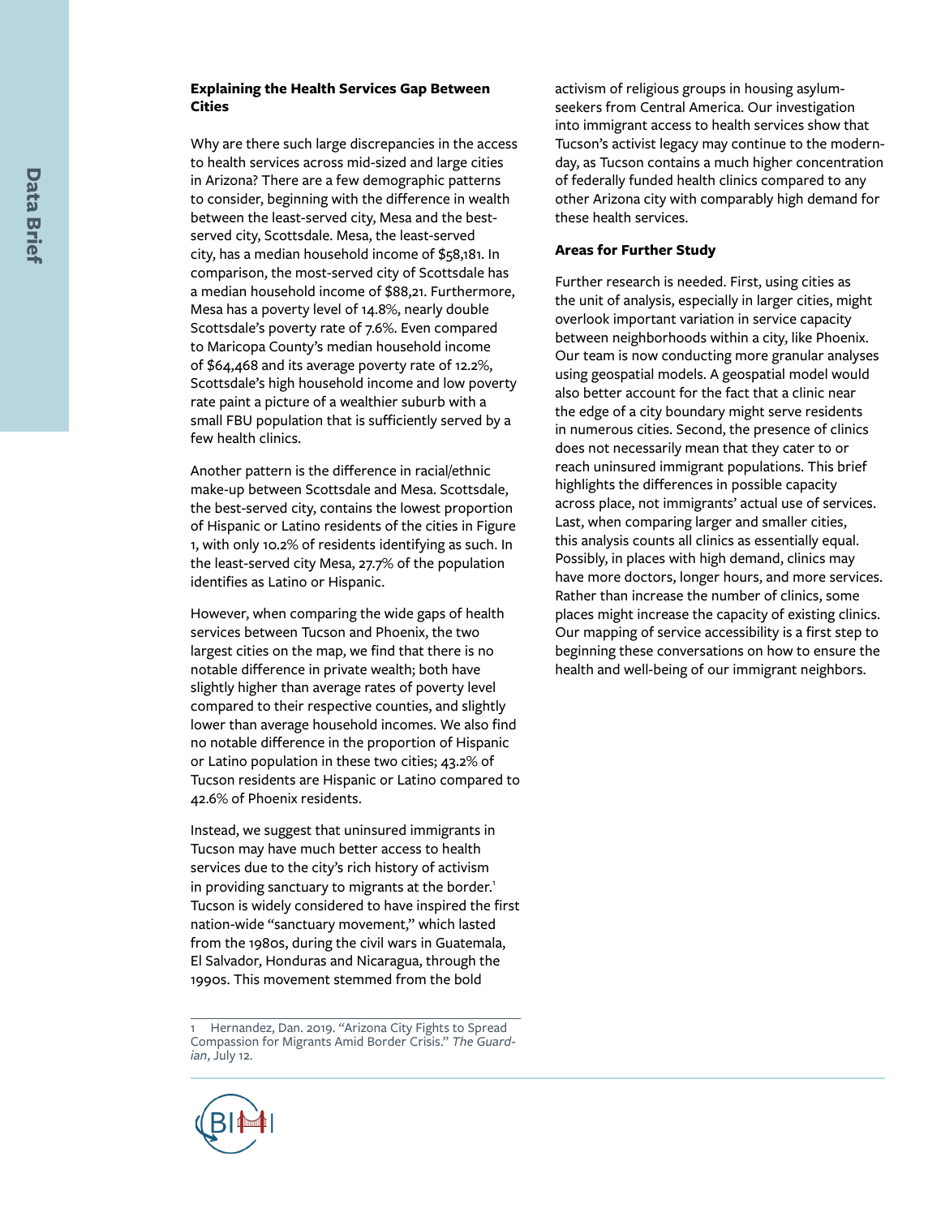### Explaining the Health Services Gap Between Cities

Why are there such large discrepancies in the access to health services across mid-sized and large cities in Arizona? There are a few demographic patterns to consider, beginning with the difference in wealth between the least-served city, Mesa and the best-served city, Scottsdale. Mesa, the least-served city, has a median household income of $58,181. In comparison, the most-served city of Scottsdale has a median household income of $88,21. Furthermore, Mesa has a poverty level of 14.8%, nearly double Scottsdale's poverty rate of 7.6%. Even compared to Maricopa County's median household income of $64,468 and its average poverty rate of 12.2%, Scottsdale's high household income and low poverty rate paint a picture of a wealthier suburb with a small FBU population that is sufficiently served by a few health clinics.

Another pattern is the difference in racial/ethnic make-up between Scottsdale and Mesa. Scottsdale, the best-served city, contains the lowest proportion of Hispanic or Latino residents of the cities in Figure 1, with only 10.2% of residents identifying as such. In the least-served city Mesa, 27.7% of the population identifies as Latino or Hispanic.

However, when comparing the wide gaps of health services between Tucson and Phoenix, the two largest cities on the map, we find that there is no notable difference in private wealth; both have slightly higher than average rates of poverty level compared to their respective counties, and slightly lower than average household incomes. We also find no notable difference in the proportion of Hispanic or Latino population in these two cities; 43.2% of Tucson residents are Hispanic or Latino compared to 42.6% of Phoenix residents.

Instead, we suggest that uninsured immigrants in Tucson may have much better access to health services due to the city's rich history of activism in providing sanctuary to migrants at the border.[1] Tucson is widely considered to have inspired the first nation-wide "sanctuary movement," which lasted from the 1980s, during the civil wars in Guatemala, El Salvador, Honduras and Nicaragua, through the 1990s. This movement stemmed from the bold activism of religious groups in housing asylum-seekers from Central America. Our investigation into immigrant access to health services show that Tucson's activist legacy may continue to the modern-day, as Tucson contains a much higher concentration of federally funded health clinics compared to any other Arizona city with comparably high demand for these health services.

### Areas for Further Study

Further research is needed. First, using cities as the unit of analysis, especially in larger cities, might overlook important variation in service capacity between neighborhoods within a city, like Phoenix. Our team is now conducting more granular analyses using geospatial models. A geospatial model would also better account for the fact that a clinic near the edge of a city boundary might serve residents in numerous cities. Second, the presence of clinics does not necessarily mean that they cater to or reach uninsured immigrant populations. This brief highlights the differences in possible capacity across place, not immigrants' actual use of services. Last, when comparing larger and smaller cities, this analysis counts all clinics as essentially equal. Possibly, in places with high demand, clinics may have more doctors, longer hours, and more services. Rather than increase the number of clinics, some places might increase the capacity of existing clinics. Our mapping of service accessibility is a first step to beginning these conversations on how to ensure the health and well-being of our immigrant neighbors.

---

1 Hernandez, Dan. 2019. "Arizona City Fights to Spread Compassion for Migrants Amid Border Crisis." *The Guardian*, July 12.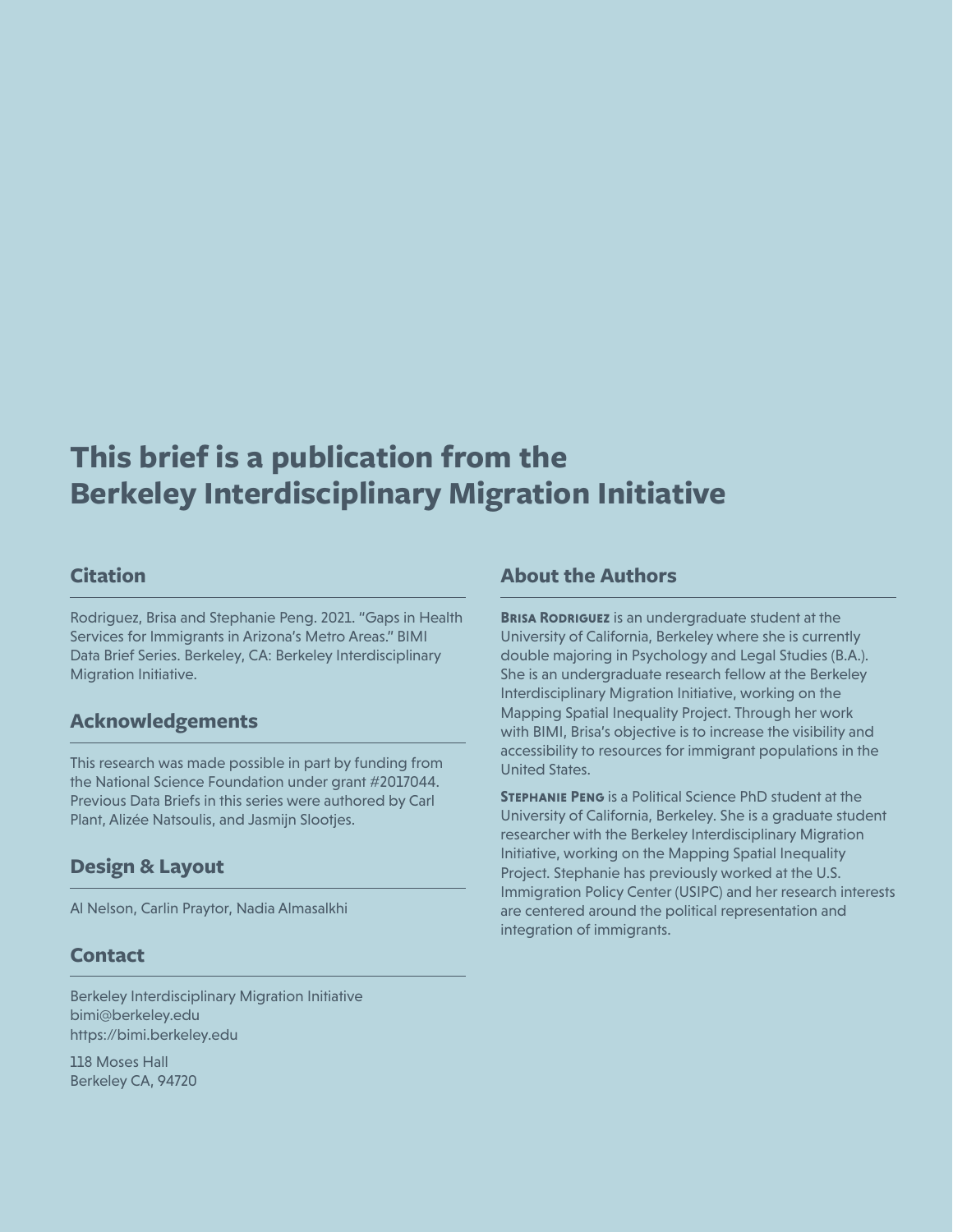# This brief is a publication from the Berkeley Interdisciplinary Migration Initiative

## Citation

Rodriguez, Brisa and Stephanie Peng. 2021. "Gaps in Health Services for Immigrants in Arizona's Metro Areas." BIMI Data Brief Series. Berkeley, CA: Berkeley Interdisciplinary Migration Initiative.

## Acknowledgements

This research was made possible in part by funding from the National Science Foundation under grant #2017044. Previous Data Briefs in this series were authored by Carl Plant, Alizée Natsoulis, and Jasmijn Slootjes.

## Design & Layout

Al Nelson, Carlin Praytor, Nadia Almasalkhi

## Contact

Berkeley Interdisciplinary Migration Initiative
bimi@berkeley.edu
https://bimi.berkeley.edu

118 Moses Hall
Berkeley CA, 94720

## About the Authors

**Brisa Rodriguez** is an undergraduate student at the University of California, Berkeley where she is currently double majoring in Psychology and Legal Studies (B.A.). She is an undergraduate research fellow at the Berkeley Interdisciplinary Migration Initiative, working on the Mapping Spatial Inequality Project. Through her work with BIMI, Brisa's objective is to increase the visibility and accessibility to resources for immigrant populations in the United States.

**Stephanie Peng** is a Political Science PhD student at the University of California, Berkeley. She is a graduate student researcher with the Berkeley Interdisciplinary Migration Initiative, working on the Mapping Spatial Inequality Project. Stephanie has previously worked at the U.S. Immigration Policy Center (USIPC) and her research interests are centered around the political representation and integration of immigrants.